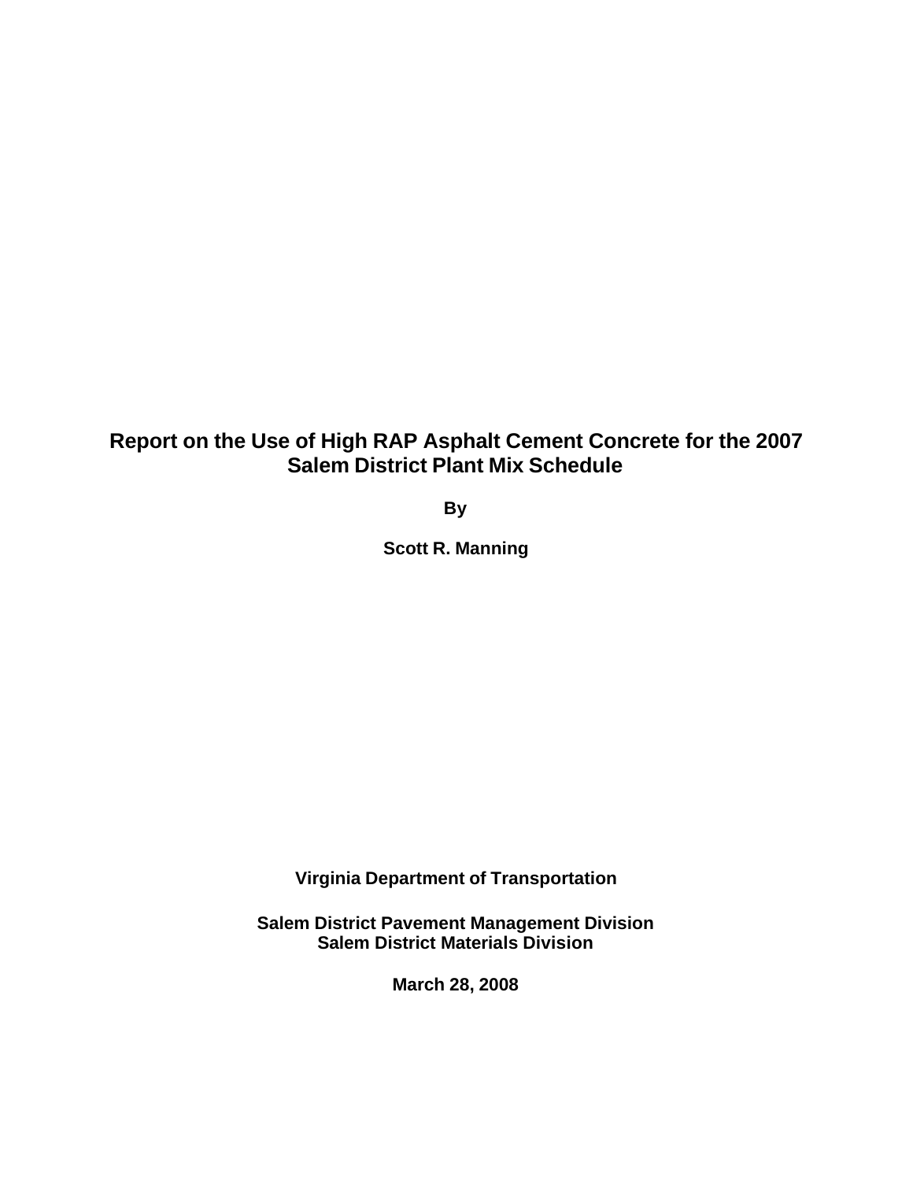# Report on the Use of High RAP Asphalt Cement Concrete for the 2007 Salem District Plant Mix Schedule

**By**

**Scott R. Manning**

**Virginia Department of Transportation**

**Salem District Pavement Management Division**
**Salem District Materials Division**

**March 28, 2008**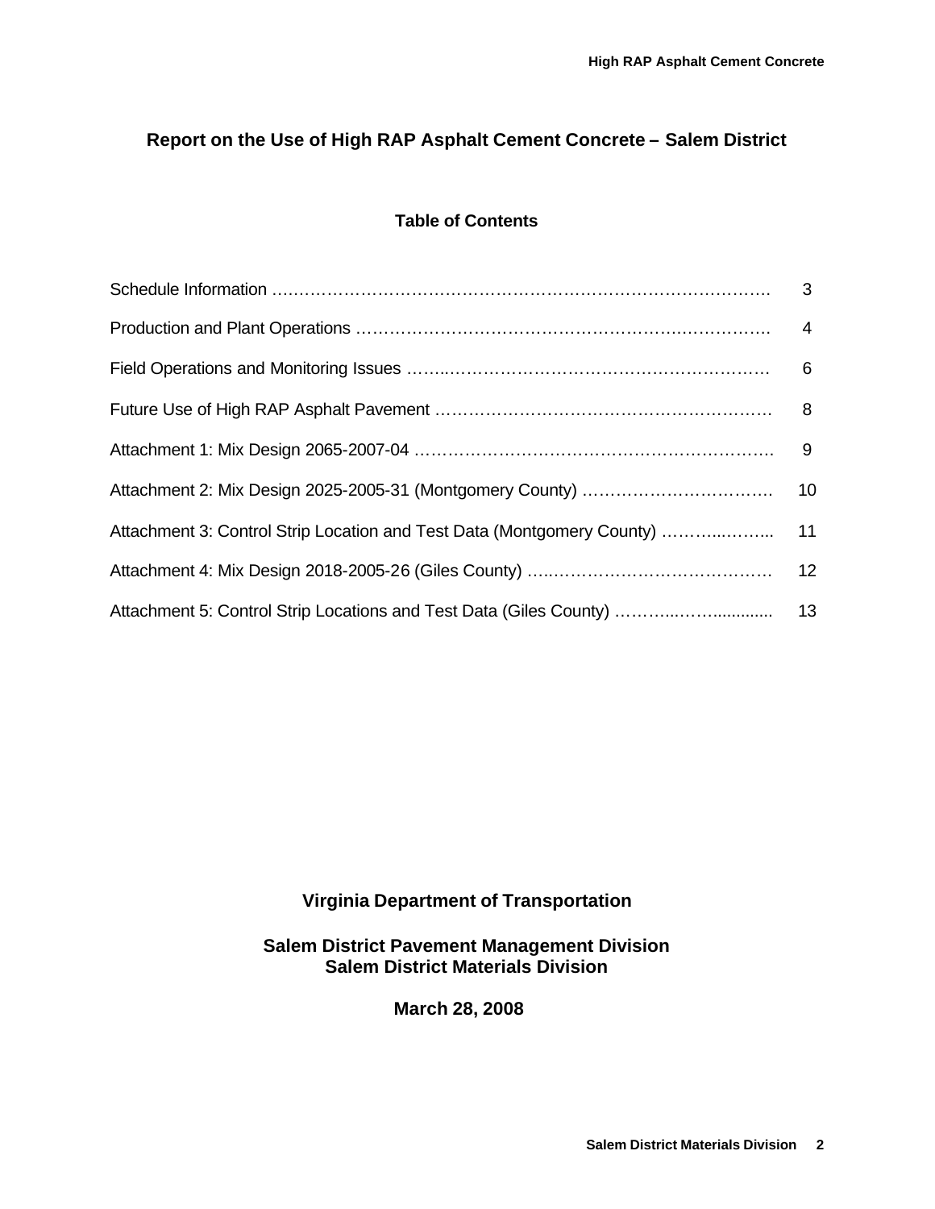# Report on the Use of High RAP Asphalt Cement Concrete – Salem District

## Table of Contents

| | |
|---|---|
| Schedule Information | 3 |
| Production and Plant Operations | 4 |
| Field Operations and Monitoring Issues | 6 |
| Future Use of High RAP Asphalt Pavement | 8 |
| Attachment 1: Mix Design 2065-2007-04 | 9 |
| Attachment 2: Mix Design 2025-2005-31 (Montgomery County) | 10 |
| Attachment 3: Control Strip Location and Test Data (Montgomery County) | 11 |
| Attachment 4: Mix Design 2018-2005-26 (Giles County) | 12 |
| Attachment 5: Control Strip Locations and Test Data (Giles County) | 13 |

**Virginia Department of Transportation**

**Salem District Pavement Management Division**
**Salem District Materials Division**

**March 28, 2008**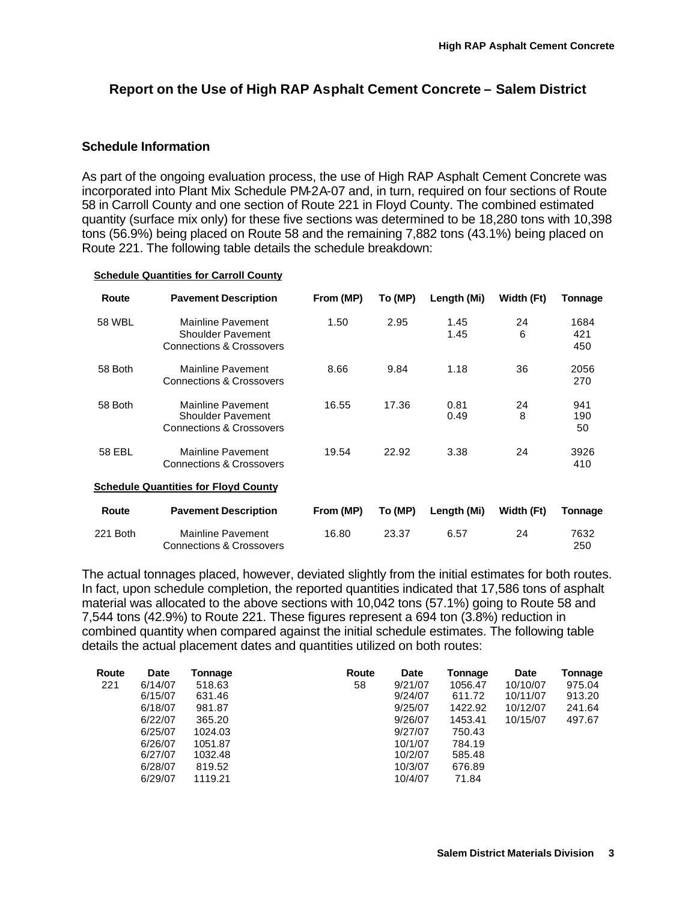# Report on the Use of High RAP Asphalt Cement Concrete – Salem District

## Schedule Information

As part of the ongoing evaluation process, the use of High RAP Asphalt Cement Concrete was incorporated into Plant Mix Schedule PM-2A-07 and, in turn, required on four sections of Route 58 in Carroll County and one section of Route 221 in Floyd County. The combined estimated quantity (surface mix only) for these five sections was determined to be 18,280 tons with 10,398 tons (56.9%) being placed on Route 58 and the remaining 7,882 tons (43.1%) being placed on Route 221. The following table details the schedule breakdown:

**Schedule Quantities for Carroll County**

| Route | Pavement Description | From (MP) | To (MP) | Length (Mi) | Width (Ft) | Tonnage |
|---|---|---|---|---|---|---|
| 58 WBL | Mainline Pavement | 1.50 | 2.95 | 1.45 | 24 | 1684 |
| | Shoulder Pavement | | | 1.45 | 6 | 421 |
| | Connections & Crossovers | | | | | 450 |
| 58 Both | Mainline Pavement | 8.66 | 9.84 | 1.18 | 36 | 2056 |
| | Connections & Crossovers | | | | | 270 |
| 58 Both | Mainline Pavement | 16.55 | 17.36 | 0.81 | 24 | 941 |
| | Shoulder Pavement | | | 0.49 | 8 | 190 |
| | Connections & Crossovers | | | | | 50 |
| 58 EBL | Mainline Pavement | 19.54 | 22.92 | 3.38 | 24 | 3926 |
| | Connections & Crossovers | | | | | 410 |

**Schedule Quantities for Floyd County**

| Route | Pavement Description | From (MP) | To (MP) | Length (Mi) | Width (Ft) | Tonnage |
|---|---|---|---|---|---|---|
| 221 Both | Mainline Pavement | 16.80 | 23.37 | 6.57 | 24 | 7632 |
| | Connections & Crossovers | | | | | 250 |

The actual tonnages placed, however, deviated slightly from the initial estimates for both routes. In fact, upon schedule completion, the reported quantities indicated that 17,586 tons of asphalt material was allocated to the above sections with 10,042 tons (57.1%) going to Route 58 and 7,544 tons (42.9%) to Route 221. These figures represent a 694 ton (3.8%) reduction in combined quantity when compared against the initial schedule estimates. The following table details the actual placement dates and quantities utilized on both routes:

| Route | Date | Tonnage |
|---|---|---|
| 221 | 6/14/07 | 518.63 |
| | 6/15/07 | 631.46 |
| | 6/18/07 | 981.87 |
| | 6/22/07 | 365.20 |
| | 6/25/07 | 1024.03 |
| | 6/26/07 | 1051.87 |
| | 6/27/07 | 1032.48 |
| | 6/28/07 | 819.52 |
| | 6/29/07 | 1119.21 |

| Route | Date | Tonnage | Date | Tonnage |
|---|---|---|---|---|
| 58 | 9/21/07 | 1056.47 | 10/10/07 | 975.04 |
| | 9/24/07 | 611.72 | 10/11/07 | 913.20 |
| | 9/25/07 | 1422.92 | 10/12/07 | 241.64 |
| | 9/26/07 | 1453.41 | 10/15/07 | 497.67 |
| | 9/27/07 | 750.43 | | |
| | 10/1/07 | 784.19 | | |
| | 10/2/07 | 585.48 | | |
| | 10/3/07 | 676.89 | | |
| | 10/4/07 | 71.84 | | |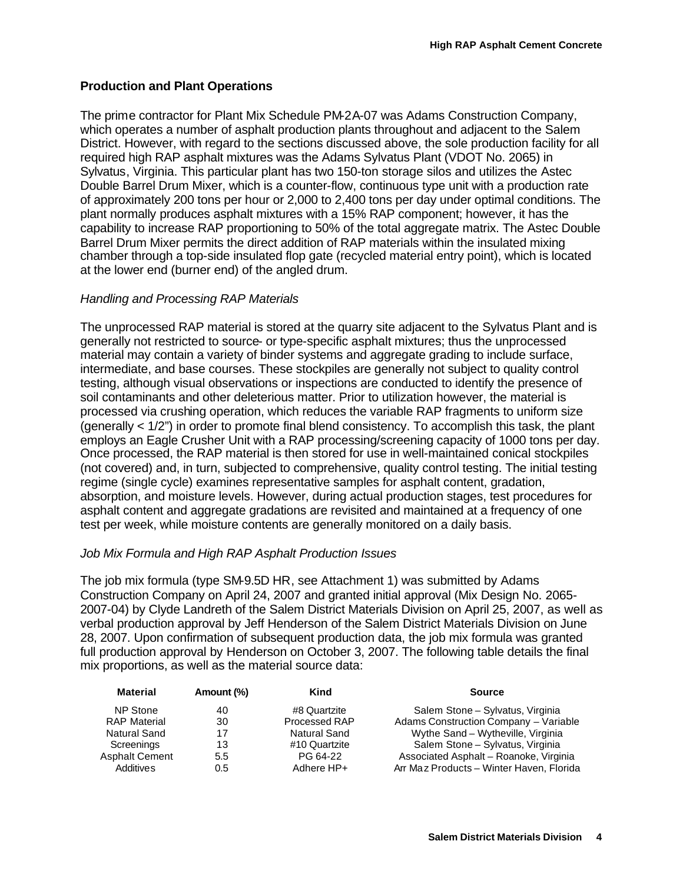## Production and Plant Operations

The prime contractor for Plant Mix Schedule PM-2A-07 was Adams Construction Company, which operates a number of asphalt production plants throughout and adjacent to the Salem District. However, with regard to the sections discussed above, the sole production facility for all required high RAP asphalt mixtures was the Adams Sylvatus Plant (VDOT No. 2065) in Sylvatus, Virginia. This particular plant has two 150-ton storage silos and utilizes the Astec Double Barrel Drum Mixer, which is a counter-flow, continuous type unit with a production rate of approximately 200 tons per hour or 2,000 to 2,400 tons per day under optimal conditions. The plant normally produces asphalt mixtures with a 15% RAP component; however, it has the capability to increase RAP proportioning to 50% of the total aggregate matrix. The Astec Double Barrel Drum Mixer permits the direct addition of RAP materials within the insulated mixing chamber through a top-side insulated flop gate (recycled material entry point), which is located at the lower end (burner end) of the angled drum.

### *Handling and Processing RAP Materials*

The unprocessed RAP material is stored at the quarry site adjacent to the Sylvatus Plant and is generally not restricted to source- or type-specific asphalt mixtures; thus the unprocessed material may contain a variety of binder systems and aggregate grading to include surface, intermediate, and base courses. These stockpiles are generally not subject to quality control testing, although visual observations or inspections are conducted to identify the presence of soil contaminants and other deleterious matter. Prior to utilization however, the material is processed via crushing operation, which reduces the variable RAP fragments to uniform size (generally < 1/2") in order to promote final blend consistency. To accomplish this task, the plant employs an Eagle Crusher Unit with a RAP processing/screening capacity of 1000 tons per day. Once processed, the RAP material is then stored for use in well-maintained conical stockpiles (not covered) and, in turn, subjected to comprehensive, quality control testing. The initial testing regime (single cycle) examines representative samples for asphalt content, gradation, absorption, and moisture levels. However, during actual production stages, test procedures for asphalt content and aggregate gradations are revisited and maintained at a frequency of one test per week, while moisture contents are generally monitored on a daily basis.

### *Job Mix Formula and High RAP Asphalt Production Issues*

The job mix formula (type SM-9.5D HR, see Attachment 1) was submitted by Adams Construction Company on April 24, 2007 and granted initial approval (Mix Design No. 2065-2007-04) by Clyde Landreth of the Salem District Materials Division on April 25, 2007, as well as verbal production approval by Jeff Henderson of the Salem District Materials Division on June 28, 2007. Upon confirmation of subsequent production data, the job mix formula was granted full production approval by Henderson on October 3, 2007. The following table details the final mix proportions, as well as the material source data:

| Material | Amount (%) | Kind | Source |
|---|---|---|---|
| NP Stone | 40 | #8 Quartzite | Salem Stone – Sylvatus, Virginia |
| RAP Material | 30 | Processed RAP | Adams Construction Company – Variable |
| Natural Sand | 17 | Natural Sand | Wythe Sand – Wytheville, Virginia |
| Screenings | 13 | #10 Quartzite | Salem Stone – Sylvatus, Virginia |
| Asphalt Cement | 5.5 | PG 64-22 | Associated Asphalt – Roanoke, Virginia |
| Additives | 0.5 | Adhere HP+ | Arr Maz Products – Winter Haven, Florida |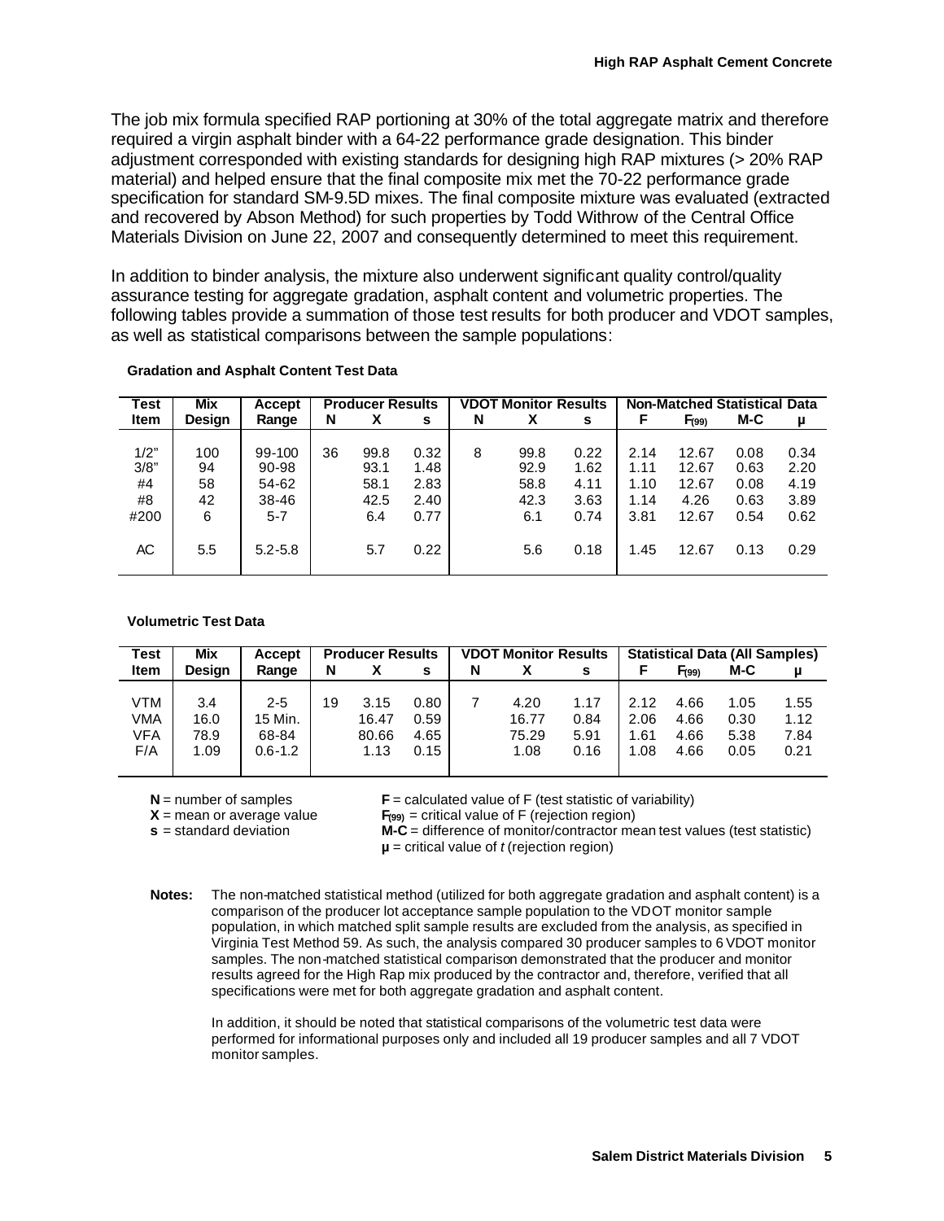The job mix formula specified RAP portioning at 30% of the total aggregate matrix and therefore required a virgin asphalt binder with a 64-22 performance grade designation. This binder adjustment corresponded with existing standards for designing high RAP mixtures (> 20% RAP material) and helped ensure that the final composite mix met the 70-22 performance grade specification for standard SM-9.5D mixes. The final composite mixture was evaluated (extracted and recovered by Abson Method) for such properties by Todd Withrow of the Central Office Materials Division on June 22, 2007 and consequently determined to meet this requirement.

In addition to binder analysis, the mixture also underwent significant quality control/quality assurance testing for aggregate gradation, asphalt content and volumetric properties. The following tables provide a summation of those test results for both producer and VDOT samples, as well as statistical comparisons between the sample populations:

**Gradation and Asphalt Content Test Data**

| Test Item | Mix Design | Accept Range | Producer Results | | | VDOT Monitor Results | | | Non-Matched Statistical Data | | | |
|---|---|---|---|---|---|---|---|---|---|---|---|---|
| | | | N | X | s | N | X | s | F | $F_{(99)}$ | M-C | µ |
| 1/2" | 100 | 99-100 | 36 | 99.8 | 0.32 | 8 | 99.8 | 0.22 | 2.14 | 12.67 | 0.08 | 0.34 |
| 3/8" | 94 | 90-98 | | 93.1 | 1.48 | | 92.9 | 1.62 | 1.11 | 12.67 | 0.63 | 2.20 |
| #4 | 58 | 54-62 | | 58.1 | 2.83 | | 58.8 | 4.11 | 1.10 | 12.67 | 0.08 | 4.19 |
| #8 | 42 | 38-46 | | 42.5 | 2.40 | | 42.3 | 3.63 | 1.14 | 4.26 | 0.63 | 3.89 |
| #200 | 6 | 5-7 | | 6.4 | 0.77 | | 6.1 | 0.74 | 3.81 | 12.67 | 0.54 | 0.62 |
| AC | 5.5 | 5.2-5.8 | | 5.7 | 0.22 | | 5.6 | 0.18 | 1.45 | 12.67 | 0.13 | 0.29 |

**Volumetric Test Data**

| Test Item | Mix Design | Accept Range | Producer Results | | | VDOT Monitor Results | | | Statistical Data (All Samples) | | | |
|---|---|---|---|---|---|---|---|---|---|---|---|---|
| | | | N | X | s | N | X | s | F | $F_{(99)}$ | M-C | µ |
| VTM | 3.4 | 2-5 | 19 | 3.15 | 0.80 | 7 | 4.20 | 1.17 | 2.12 | 4.66 | 1.05 | 1.55 |
| VMA | 16.0 | 15 Min. | | 16.47 | 0.59 | | 16.77 | 0.84 | 2.06 | 4.66 | 0.30 | 1.12 |
| VFA | 78.9 | 68-84 | | 80.66 | 4.65 | | 75.29 | 5.91 | 1.61 | 4.66 | 5.38 | 7.84 |
| F/A | 1.09 | 0.6-1.2 | | 1.13 | 0.15 | | 1.08 | 0.16 | 1.08 | 4.66 | 0.05 | 0.21 |

**N** = number of samples
**X** = mean or average value
**s** = standard deviation
**F** = calculated value of F (test statistic of variability)
$F_{(99)}$ = critical value of F (rejection region)
**M-C** = difference of monitor/contractor mean test values (test statistic)
**µ** = critical value of *t* (rejection region)

**Notes:** The non-matched statistical method (utilized for both aggregate gradation and asphalt content) is a comparison of the producer lot acceptance sample population to the VDOT monitor sample population, in which matched split sample results are excluded from the analysis, as specified in Virginia Test Method 59. As such, the analysis compared 30 producer samples to 6 VDOT monitor samples. The non-matched statistical comparison demonstrated that the producer and monitor results agreed for the High Rap mix produced by the contractor and, therefore, verified that all specifications were met for both aggregate gradation and asphalt content.

In addition, it should be noted that statistical comparisons of the volumetric test data were performed for informational purposes only and included all 19 producer samples and all 7 VDOT monitor samples.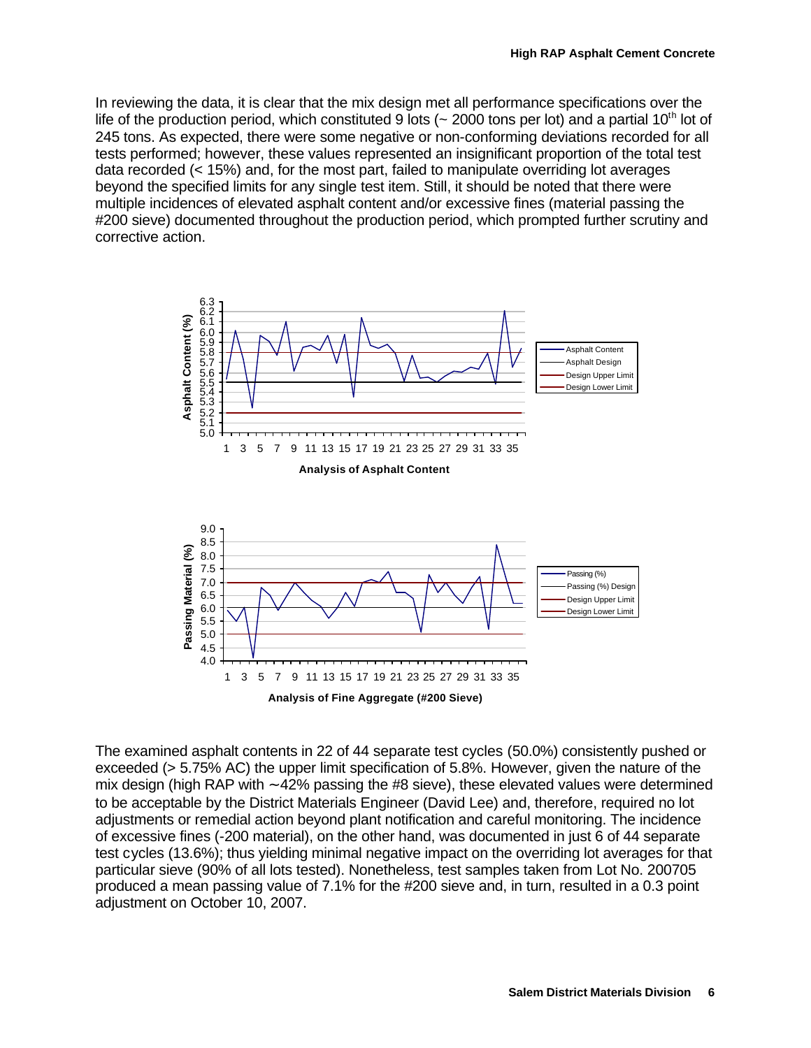In reviewing the data, it is clear that the mix design met all performance specifications over the life of the production period, which constituted 9 lots (~ 2000 tons per lot) and a partial 10th lot of 245 tons. As expected, there were some negative or non-conforming deviations recorded for all tests performed; however, these values represented an insignificant proportion of the total test data recorded (< 15%) and, for the most part, failed to manipulate overriding lot averages beyond the specified limits for any single test item. Still, it should be noted that there were multiple incidences of elevated asphalt content and/or excessive fines (material passing the #200 sieve) documented throughout the production period, which prompted further scrutiny and corrective action.

**Analysis of Asphalt Content**

**Analysis of Fine Aggregate (#200 Sieve)**

The examined asphalt contents in 22 of 44 separate test cycles (50.0%) consistently pushed or exceeded (> 5.75% AC) the upper limit specification of 5.8%. However, given the nature of the mix design (high RAP with ~42% passing the #8 sieve), these elevated values were determined to be acceptable by the District Materials Engineer (David Lee) and, therefore, required no lot adjustments or remedial action beyond plant notification and careful monitoring. The incidence of excessive fines (-200 material), on the other hand, was documented in just 6 of 44 separate test cycles (13.6%); thus yielding minimal negative impact on the overriding lot averages for that particular sieve (90% of all lots tested). Nonetheless, test samples taken from Lot No. 200705 produced a mean passing value of 7.1% for the #200 sieve and, in turn, resulted in a 0.3 point adjustment on October 10, 2007.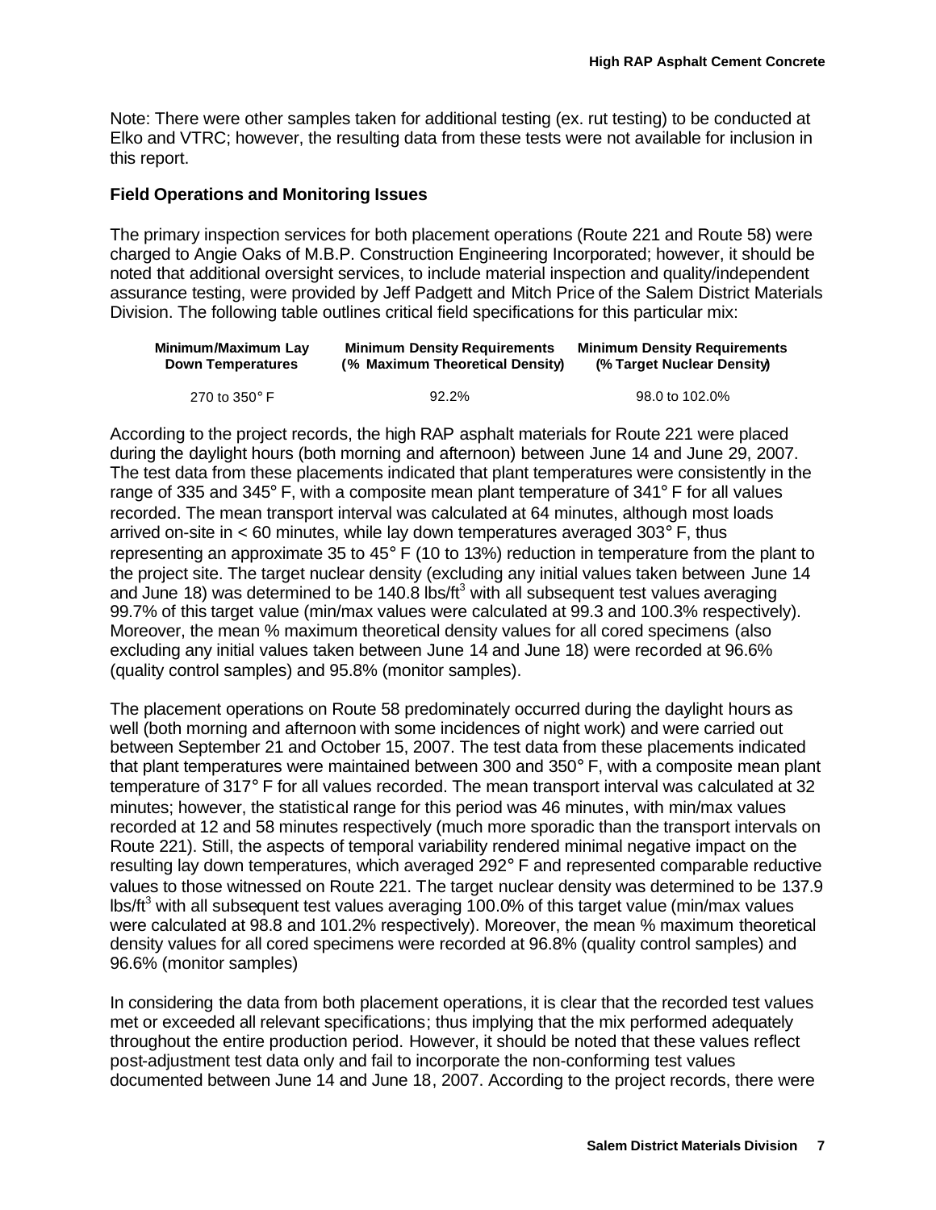Note: There were other samples taken for additional testing (ex. rut testing) to be conducted at Elko and VTRC; however, the resulting data from these tests were not available for inclusion in this report.

### Field Operations and Monitoring Issues

The primary inspection services for both placement operations (Route 221 and Route 58) were charged to Angie Oaks of M.B.P. Construction Engineering Incorporated; however, it should be noted that additional oversight services, to include material inspection and quality/independent assurance testing, were provided by Jeff Padgett and Mitch Price of the Salem District Materials Division. The following table outlines critical field specifications for this particular mix:

| Minimum/Maximum Lay Down Temperatures | Minimum Density Requirements (% Maximum Theoretical Density) | Minimum Density Requirements (% Target Nuclear Density) |
|---|---|---|
| 270 to 350° F | 92.2% | 98.0 to 102.0% |

According to the project records, the high RAP asphalt materials for Route 221 were placed during the daylight hours (both morning and afternoon) between June 14 and June 29, 2007. The test data from these placements indicated that plant temperatures were consistently in the range of 335 and 345° F, with a composite mean plant temperature of 341° F for all values recorded. The mean transport interval was calculated at 64 minutes, although most loads arrived on-site in < 60 minutes, while lay down temperatures averaged 303° F, thus representing an approximate 35 to 45° F (10 to 13%) reduction in temperature from the plant to the project site. The target nuclear density (excluding any initial values taken between June 14 and June 18) was determined to be 140.8 lbs/ft$^3$ with all subsequent test values averaging 99.7% of this target value (min/max values were calculated at 99.3 and 100.3% respectively). Moreover, the mean % maximum theoretical density values for all cored specimens (also excluding any initial values taken between June 14 and June 18) were recorded at 96.6% (quality control samples) and 95.8% (monitor samples).

The placement operations on Route 58 predominately occurred during the daylight hours as well (both morning and afternoon with some incidences of night work) and were carried out between September 21 and October 15, 2007. The test data from these placements indicated that plant temperatures were maintained between 300 and 350° F, with a composite mean plant temperature of 317° F for all values recorded. The mean transport interval was calculated at 32 minutes; however, the statistical range for this period was 46 minutes, with min/max values recorded at 12 and 58 minutes respectively (much more sporadic than the transport intervals on Route 221). Still, the aspects of temporal variability rendered minimal negative impact on the resulting lay down temperatures, which averaged 292° F and represented comparable reductive values to those witnessed on Route 221. The target nuclear density was determined to be 137.9 lbs/ft$^3$ with all subsequent test values averaging 100.0% of this target value (min/max values were calculated at 98.8 and 101.2% respectively). Moreover, the mean % maximum theoretical density values for all cored specimens were recorded at 96.8% (quality control samples) and 96.6% (monitor samples)

In considering the data from both placement operations, it is clear that the recorded test values met or exceeded all relevant specifications; thus implying that the mix performed adequately throughout the entire production period. However, it should be noted that these values reflect post-adjustment test data only and fail to incorporate the non-conforming test values documented between June 14 and June 18, 2007. According to the project records, there were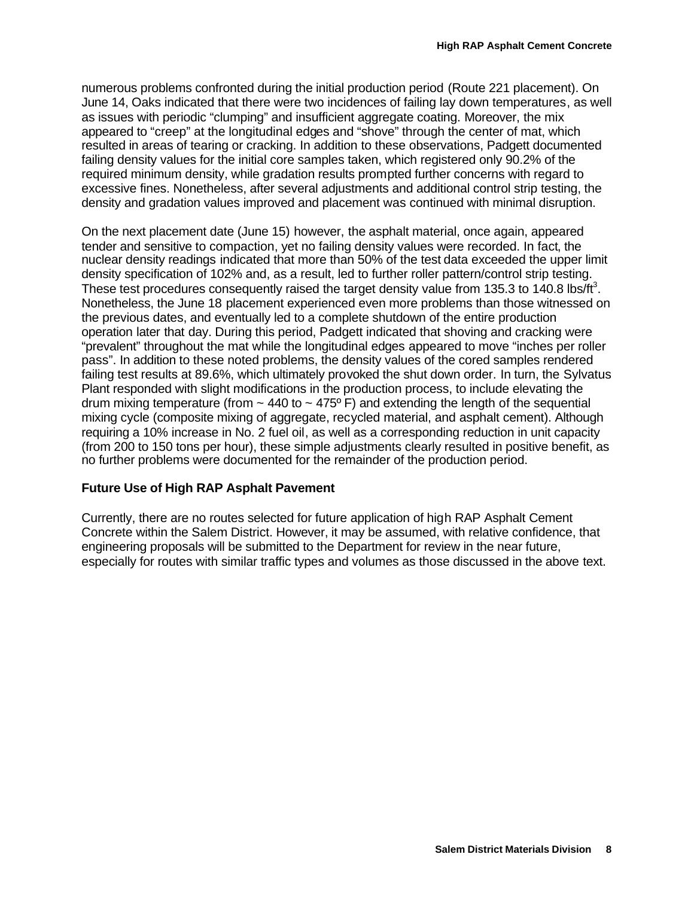numerous problems confronted during the initial production period (Route 221 placement). On June 14, Oaks indicated that there were two incidences of failing lay down temperatures, as well as issues with periodic "clumping" and insufficient aggregate coating. Moreover, the mix appeared to "creep" at the longitudinal edges and "shove" through the center of mat, which resulted in areas of tearing or cracking. In addition to these observations, Padgett documented failing density values for the initial core samples taken, which registered only 90.2% of the required minimum density, while gradation results prompted further concerns with regard to excessive fines. Nonetheless, after several adjustments and additional control strip testing, the density and gradation values improved and placement was continued with minimal disruption.

On the next placement date (June 15) however, the asphalt material, once again, appeared tender and sensitive to compaction, yet no failing density values were recorded. In fact, the nuclear density readings indicated that more than 50% of the test data exceeded the upper limit density specification of 102% and, as a result, led to further roller pattern/control strip testing. These test procedures consequently raised the target density value from 135.3 to 140.8 lbs/ft$^3$. Nonetheless, the June 18 placement experienced even more problems than those witnessed on the previous dates, and eventually led to a complete shutdown of the entire production operation later that day. During this period, Padgett indicated that shoving and cracking were "prevalent" throughout the mat while the longitudinal edges appeared to move "inches per roller pass". In addition to these noted problems, the density values of the cored samples rendered failing test results at 89.6%, which ultimately provoked the shut down order. In turn, the Sylvatus Plant responded with slight modifications in the production process, to include elevating the drum mixing temperature (from ~ 440 to ~ 475º F) and extending the length of the sequential mixing cycle (composite mixing of aggregate, recycled material, and asphalt cement). Although requiring a 10% increase in No. 2 fuel oil, as well as a corresponding reduction in unit capacity (from 200 to 150 tons per hour), these simple adjustments clearly resulted in positive benefit, as no further problems were documented for the remainder of the production period.

### Future Use of High RAP Asphalt Pavement

Currently, there are no routes selected for future application of high RAP Asphalt Cement Concrete within the Salem District. However, it may be assumed, with relative confidence, that engineering proposals will be submitted to the Department for review in the near future, especially for routes with similar traffic types and volumes as those discussed in the above text.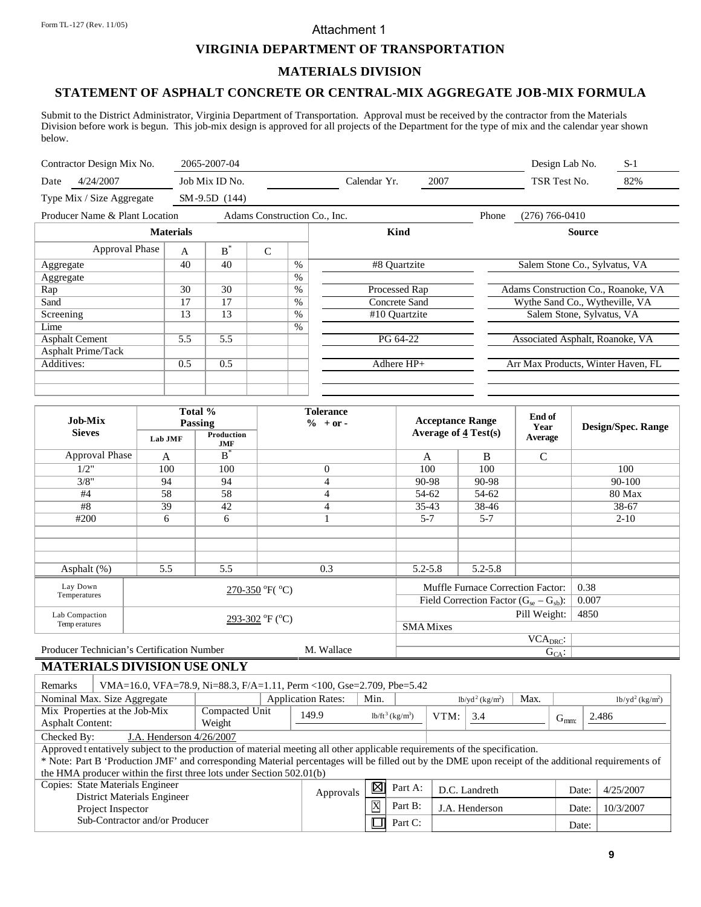Form TL-127 (Rev. 11/05)

Attachment 1

# VIRGINIA DEPARTMENT OF TRANSPORTATION

## MATERIALS DIVISION

## STATEMENT OF ASPHALT CONCRETE OR CENTRAL-MIX AGGREGATE JOB-MIX FORMULA

Submit to the District Administrator, Virginia Department of Transportation. Approval must be received by the contractor from the Materials Division before work is begun. This job-mix design is approved for all projects of the Department for the type of mix and the calendar year shown below.

Contractor Design Mix No. 2065-2007-04 Design Lab No. S-1

Date 4/24/2007 Job Mix ID No. Calendar Yr. 2007 TSR Test No. 82%

Type Mix / Size Aggregate SM-9.5D (144)

Producer Name & Plant Location Adams Construction Co., Inc. Phone (276) 766-0410

| Materials | | | | | Kind | Source |
|---|---|---|---|---|---|---|
| Approval Phase | A | B* | C | | | |
| Aggregate | 40 | 40 | | % | #8 Quartzite | Salem Stone Co., Sylvatus, VA |
| Aggregate | | | | % | | |
| Rap | 30 | 30 | | % | Processed Rap | Adams Construction Co., Roanoke, VA |
| Sand | 17 | 17 | | % | Concrete Sand | Wythe Sand Co., Wytheville, VA |
| Screening | 13 | 13 | | % | #10 Quartzite | Salem Stone, Sylvatus, VA |
| Lime | | | | % | | |
| Asphalt Cement | 5.5 | 5.5 | | | PG 64-22 | Associated Asphalt, Roanoke, VA |
| Asphalt Prime/Tack | | | | | | |
| Additives: | 0.5 | 0.5 | | | Adhere HP+ | Arr Max Products, Winter Haven, FL |

| Job-Mix Sieves | Total % Passing | | Tolerance % + or - | Acceptance Range Average of 4 Test(s) | | End of Year Average | Design/Spec. Range |
|---|---|---|---|---|---|---|---|
| | Lab JMF | Production JMF | | | | | |
| Approval Phase | A | B* | | A | B | C | |
| 1/2" | 100 | 100 | 0 | 100 | 100 | | 100 |
| 3/8" | 94 | 94 | 4 | 90-98 | 90-98 | | 90-100 |
| #4 | 58 | 58 | 4 | 54-62 | 54-62 | | 80 Max |
| #8 | 39 | 42 | 4 | 35-43 | 38-46 | | 38-67 |
| #200 | 6 | 6 | 1 | 5-7 | 5-7 | | 2-10 |
| Asphalt (%) | 5.5 | 5.5 | 0.3 | 5.2-5.8 | 5.2-5.8 | | |

Lay Down Temperatures: 270-350 °F (°C)

Lab Compaction Temperatures: 293-302 °F (°C)

Muffle Furnace Correction Factor: 0.38

Field Correction Factor ($G_{se} - G_{sb}$): 0.007

Pill Weight: 4850

SMA Mixes

$VCA_{DRC}$:

$G_{CA}$:

Producer Technician's Certification Number: M. Wallace

## MATERIALS DIVISION USE ONLY

Remarks: VMA=16.0, VFA=78.9, Ni=88.3, F/A=1.11, Perm <100, Gse=2.709, Pbe=5.42

Nominal Max. Size Aggregate — Application Rates: Min. lb/yd² (kg/m²) Max. lb/yd² (kg/m²)

Mix Properties at the Job-Mix Asphalt Content: Compacted Unit Weight 149.9 lb/ft³ (kg/m³) VTM: 3.4 $G_{mm}$: 2.486

Checked By: J.A. Henderson 4/26/2007

Approved tentatively subject to the production of material meeting all other applicable requirements of the specification.

\* Note: Part B 'Production JMF' and corresponding Material percentages will be filled out by the DME upon receipt of the additional requirements of the HMA producer within the first three lots under Section 502.01(b)

Copies: State Materials Engineer, District Materials Engineer, Project Inspector, Sub-Contractor and/or Producer

| Approvals | | | | |
|---|---|---|---|---|
| ☒ | Part A: | D.C. Landreth | Date: | 4/25/2007 |
| ☒ | Part B: | J.A. Henderson | Date: | 10/3/2007 |
| ☐ | Part C: | | Date: | |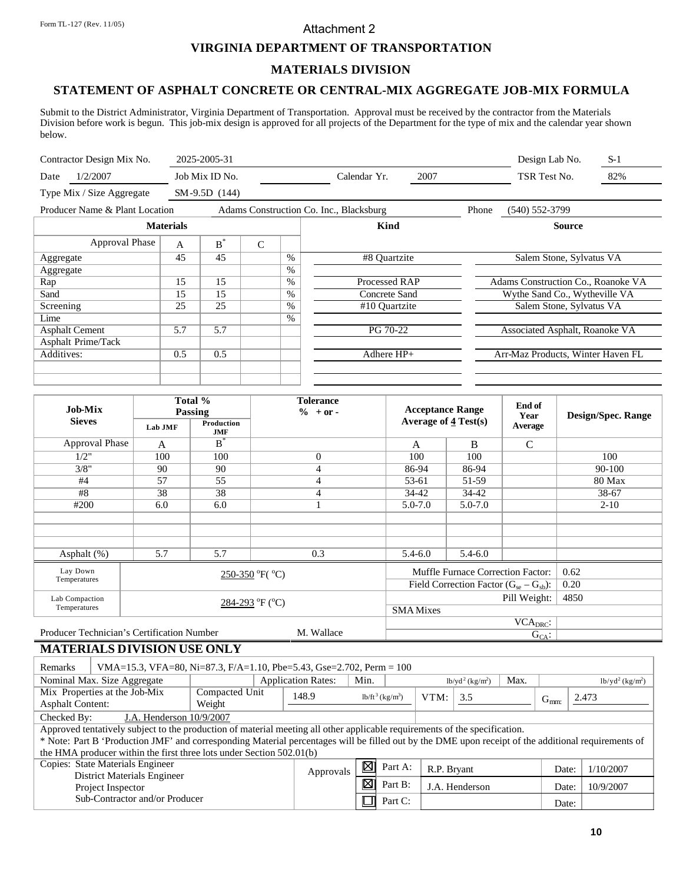Form TL-127 (Rev. 11/05)

Attachment 2

# VIRGINIA DEPARTMENT OF TRANSPORTATION

## MATERIALS DIVISION

## STATEMENT OF ASPHALT CONCRETE OR CENTRAL-MIX AGGREGATE JOB-MIX FORMULA

Submit to the District Administrator, Virginia Department of Transportation. Approval must be received by the contractor from the Materials Division before work is begun. This job-mix design is approved for all projects of the Department for the type of mix and the calendar year shown below.

| | | | | | |
|---|---|---|---|---|---|
| Contractor Design Mix No. | 2025-2005-31 | | | Design Lab No. | S-1 |
| Date 1/2/2007 | Job Mix ID No. | Calendar Yr. | 2007 | TSR Test No. | 82% |
| Type Mix / Size Aggregate | SM-9.5D (144) | | | | |
| Producer Name & Plant Location | Adams Construction Co. Inc., Blacksburg | | Phone | (540) 552-3799 | |

| Materials | | | | | Kind | Source |
|---|---|---|---|---|---|---|
| Approval Phase | A | B* | C | | | |
| Aggregate | 45 | 45 | | % | #8 Quartzite | Salem Stone, Sylvatus VA |
| Aggregate | | | | % | | |
| Rap | 15 | 15 | | % | Processed RAP | Adams Construction Co., Roanoke VA |
| Sand | 15 | 15 | | % | Concrete Sand | Wythe Sand Co., Wytheville VA |
| Screening | 25 | 25 | | % | #10 Quartzite | Salem Stone, Sylvatus VA |
| Lime | | | | % | | |
| Asphalt Cement | 5.7 | 5.7 | | | PG 70-22 | Associated Asphalt, Roanoke VA |
| Asphalt Prime/Tack | | | | | | |
| Additives: | 0.5 | 0.5 | | | Adhere HP+ | Arr-Maz Products, Winter Haven FL |

| Job-Mix Sieves | Total % Passing | | Tolerance % + or - | Acceptance Range Average of 4 Test(s) | | End of Year Average | Design/Spec. Range |
|---|---|---|---|---|---|---|---|
| | Lab JMF | Production JMF | | | | | |
| Approval Phase | A | B* | | A | B | C | |
| 1/2" | 100 | 100 | 0 | 100 | 100 | | 100 |
| 3/8" | 90 | 90 | 4 | 86-94 | 86-94 | | 90-100 |
| #4 | 57 | 55 | 4 | 53-61 | 51-59 | | 80 Max |
| #8 | 38 | 38 | 4 | 34-42 | 34-42 | | 38-67 |
| #200 | 6.0 | 6.0 | 1 | 5.0-7.0 | 5.0-7.0 | | 2-10 |
| Asphalt (%) | 5.7 | 5.7 | 0.3 | 5.4-6.0 | 5.4-6.0 | | |

| | | | |
|---|---|---|---|
| Lay Down Temperatures | 250-350 °F(°C) | Muffle Furnace Correction Factor: | 0.62 |
| | | Field Correction Factor ($G_{se} - G_{sb}$): | 0.20 |
| Lab Compaction Temperatures | 284-293 °F (°C) | Pill Weight: | 4850 |
| | | SMA Mixes | |
| | | $VCA_{DRC}$: | |
| Producer Technician's Certification Number | M. Wallace | $G_{CA}$: | |

### MATERIALS DIVISION USE ONLY

| | | | | | | | | |
|---|---|---|---|---|---|---|---|---|
| Remarks | VMA=15.3, VFA=80, Ni=87.3, F/A=1.10, Pbe=5.43, Gse=2.702, Perm = 100 | | | | | | | |
| Nominal Max. Size Aggregate | | Application Rates: | Min. | lb/yd² (kg/m²) | Max. | lb/yd² (kg/m²) | | |
| Mix Properties at the Job-Mix Asphalt Content: | Compacted Unit Weight | 148.9 | lb/ft³ (kg/m³) | VTM: | 3.5 | $G_{mm}$: | 2.473 | |
| Checked By: | J.A. Henderson 10/9/2007 | | | | | | | |

Approved tentatively subject to the production of material meeting all other applicable requirements of the specification.
* Note: Part B 'Production JMF' and corresponding Material percentages will be filled out by the DME upon receipt of the additional requirements of the HMA producer within the first three lots under Section 502.01(b)

| Copies | Approvals | | | | | |
|---|---|---|---|---|---|---|
| State Materials Engineer | | ☒ | Part A: | R.P. Bryant | Date: | 1/10/2007 |
| District Materials Engineer | | ☒ | Part B: | J.A. Henderson | Date: | 10/9/2007 |
| Project Inspector | | ☐ | Part C: | | Date: | |
| Sub-Contractor and/or Producer | | | | | | |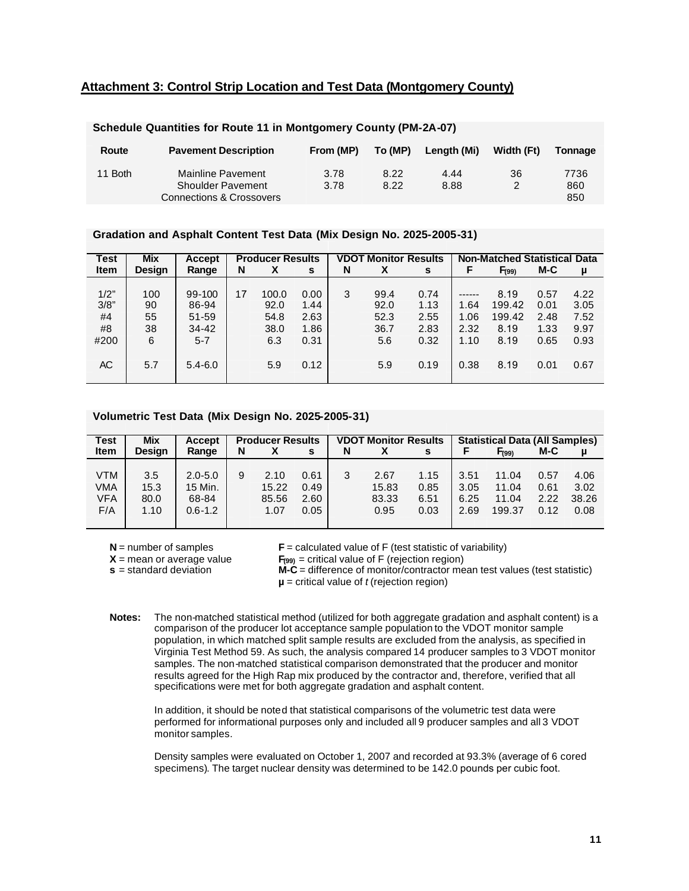## Attachment 3: Control Strip Location and Test Data (Montgomery County)

**Schedule Quantities for Route 11 in Montgomery County (PM-2A-07)**

| Route | Pavement Description | From (MP) | To (MP) | Length (Mi) | Width (Ft) | Tonnage |
|---|---|---|---|---|---|---|
| 11 Both | Mainline Pavement | 3.78 | 8.22 | 4.44 | 36 | 7736 |
| | Shoulder Pavement | 3.78 | 8.22 | 8.88 | 2 | 860 |
| | Connections & Crossovers | | | | | 850 |

**Gradation and Asphalt Content Test Data (Mix Design No. 2025-2005-31)**

| Test Item | Mix Design | Accept Range | Producer Results | | | VDOT Monitor Results | | | Non-Matched Statistical Data | | | |
|---|---|---|---|---|---|---|---|---|---|---|---|---|
| | | | N | X | s | N | X | s | F | $F_{(99)}$ | M-C | μ |
| 1/2" | 100 | 99-100 | 17 | 100.0 | 0.00 | 3 | 99.4 | 0.74 | ------ | 8.19 | 0.57 | 4.22 |
| 3/8" | 90 | 86-94 | | 92.0 | 1.44 | | 92.0 | 1.13 | 1.64 | 199.42 | 0.01 | 3.05 |
| #4 | 55 | 51-59 | | 54.8 | 2.63 | | 52.3 | 2.55 | 1.06 | 199.42 | 2.48 | 7.52 |
| #8 | 38 | 34-42 | | 38.0 | 1.86 | | 36.7 | 2.83 | 2.32 | 8.19 | 1.33 | 9.97 |
| #200 | 6 | 5-7 | | 6.3 | 0.31 | | 5.6 | 0.32 | 1.10 | 8.19 | 0.65 | 0.93 |
| AC | 5.7 | 5.4-6.0 | | 5.9 | 0.12 | | 5.9 | 0.19 | 0.38 | 8.19 | 0.01 | 0.67 |

**Volumetric Test Data (Mix Design No. 2025-2005-31)**

| Test Item | Mix Design | Accept Range | Producer Results | | | VDOT Monitor Results | | | Statistical Data (All Samples) | | | |
|---|---|---|---|---|---|---|---|---|---|---|---|---|
| | | | N | X | s | N | X | s | F | $F_{(99)}$ | M-C | μ |
| VTM | 3.5 | 2.0-5.0 | 9 | 2.10 | 0.61 | 3 | 2.67 | 1.15 | 3.51 | 11.04 | 0.57 | 4.06 |
| VMA | 15.3 | 15 Min. | | 15.22 | 0.49 | | 15.83 | 0.85 | 3.05 | 11.04 | 0.61 | 3.02 |
| VFA | 80.0 | 68-84 | | 85.56 | 2.60 | | 83.33 | 6.51 | 6.25 | 11.04 | 2.22 | 38.26 |
| F/A | 1.10 | 0.6-1.2 | | 1.07 | 0.05 | | 0.95 | 0.03 | 2.69 | 199.37 | 0.12 | 0.08 |

**N** = number of samples
**X** = mean or average value
**s** = standard deviation

**F** = calculated value of F (test statistic of variability)
$\mathbf{F_{(99)}}$ = critical value of F (rejection region)
**M-C** = difference of monitor/contractor mean test values (test statistic)
**μ** = critical value of *t* (rejection region)

**Notes:** The non-matched statistical method (utilized for both aggregate gradation and asphalt content) is a comparison of the producer lot acceptance sample population to the VDOT monitor sample population, in which matched split sample results are excluded from the analysis, as specified in Virginia Test Method 59. As such, the analysis compared 14 producer samples to 3 VDOT monitor samples. The non-matched statistical comparison demonstrated that the producer and monitor results agreed for the High Rap mix produced by the contractor and, therefore, verified that all specifications were met for both aggregate gradation and asphalt content.

In addition, it should be noted that statistical comparisons of the volumetric test data were performed for informational purposes only and included all 9 producer samples and all 3 VDOT monitor samples.

Density samples were evaluated on October 1, 2007 and recorded at 93.3% (average of 6 cored specimens). The target nuclear density was determined to be 142.0 pounds per cubic foot.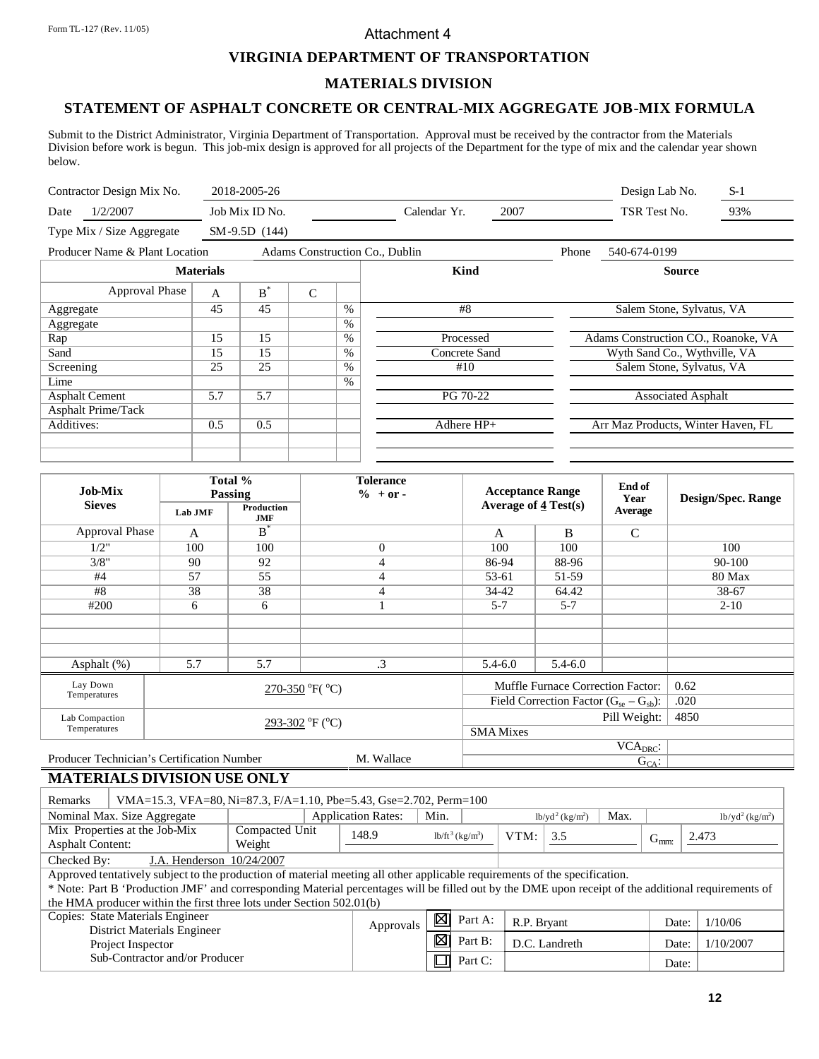Form TL-127 (Rev. 11/05)

Attachment 4

# VIRGINIA DEPARTMENT OF TRANSPORTATION

## MATERIALS DIVISION

## STATEMENT OF ASPHALT CONCRETE OR CENTRAL-MIX AGGREGATE JOB-MIX FORMULA

Submit to the District Administrator, Virginia Department of Transportation. Approval must be received by the contractor from the Materials Division before work is begun. This job-mix design is approved for all projects of the Department for the type of mix and the calendar year shown below.

| | | | | | |
|---|---|---|---|---|---|
| Contractor Design Mix No. | 2018-2005-26 | | | Design Lab No. | S-1 |
| Date 1/2/2007 | Job Mix ID No. | | Calendar Yr. 2007 | TSR Test No. | 93% |
| Type Mix / Size Aggregate | SM-9.5D (144) | | | | |
| Producer Name & Plant Location | Adams Construction Co., Dublin | | | Phone | 540-674-0199 |

| Materials | | | | | Kind | Source |
|---|---|---|---|---|---|---|
| Approval Phase | A | B* | C | | | |
| Aggregate | 45 | 45 | | % | #8 | Salem Stone, Sylvatus, VA |
| Aggregate | | | | % | | |
| Rap | 15 | 15 | | % | Processed | Adams Construction CO., Roanoke, VA |
| Sand | 15 | 15 | | % | Concrete Sand | Wyth Sand Co., Wythville, VA |
| Screening | 25 | 25 | | % | #10 | Salem Stone, Sylvatus, VA |
| Lime | | | | % | | |
| Asphalt Cement | 5.7 | 5.7 | | | PG 70-22 | Associated Asphalt |
| Asphalt Prime/Tack | | | | | | |
| Additives: | 0.5 | 0.5 | | | Adhere HP+ | Arr Maz Products, Winter Haven, FL |

| Job-Mix Sieves | Total % Passing Lab JMF | Total % Passing Production JMF | Tolerance % + or - | Acceptance Range Average of 4 Test(s) | | End of Year Average | Design/Spec. Range |
|---|---|---|---|---|---|---|---|
| Approval Phase | A | B* | | A | B | C | |
| 1/2" | 100 | 100 | 0 | 100 | 100 | | 100 |
| 3/8" | 90 | 92 | 4 | 86-94 | 88-96 | | 90-100 |
| #4 | 57 | 55 | 4 | 53-61 | 51-59 | | 80 Max |
| #8 | 38 | 38 | 4 | 34-42 | 64.42 | | 38-67 |
| #200 | 6 | 6 | 1 | 5-7 | 5-7 | | 2-10 |
| Asphalt (%) | 5.7 | 5.7 | .3 | 5.4-6.0 | 5.4-6.0 | | |

| | | | |
|---|---|---|---|
| Lay Down Temperatures | 270-350 °F (°C) | Muffle Furnace Correction Factor: | 0.62 |
| | | Field Correction Factor ($G_{se} - G_{sb}$): | .020 |
| Lab Compaction Temperatures | 293-302 °F (°C) | Pill Weight: | 4850 |
| | | SMA Mixes | |
| | | $VCA_{DRC}$: | |
| Producer Technician's Certification Number | M. Wallace | $G_{CA}$: | |

## MATERIALS DIVISION USE ONLY

Remarks: VMA=15.3, VFA=80, Ni=87.3, F/A=1.10, Pbe=5.43, Gse=2.702, Perm=100

| | | | | | | |
|---|---|---|---|---|---|---|
| Nominal Max. Size Aggregate | | Application Rates: | Min. | lb/yd² (kg/m²) | Max. | lb/yd² (kg/m²) |
| Mix Properties at the Job-Mix Asphalt Content: | Compacted Unit Weight | 148.9 lb/ft³ (kg/m³) | VTM: | 3.5 | $G_{mm}$: | 2.473 |

Checked By: J.A. Henderson 10/24/2007

Approved tentatively subject to the production of material meeting all other applicable requirements of the specification.

\* Note: Part B 'Production JMF' and corresponding Material percentages will be filled out by the DME upon receipt of the additional requirements of the HMA producer within the first three lots under Section 502.01(b)

Copies: State Materials Engineer
District Materials Engineer
Project Inspector
Sub-Contractor and/or Producer

| Approvals | | | | |
|---|---|---|---|---|
| ☒ | Part A: | R.P. Bryant | Date: | 1/10/06 |
| ☒ | Part B: | D.C. Landreth | Date: | 1/10/2007 |
| ☐ | Part C: | | Date: | |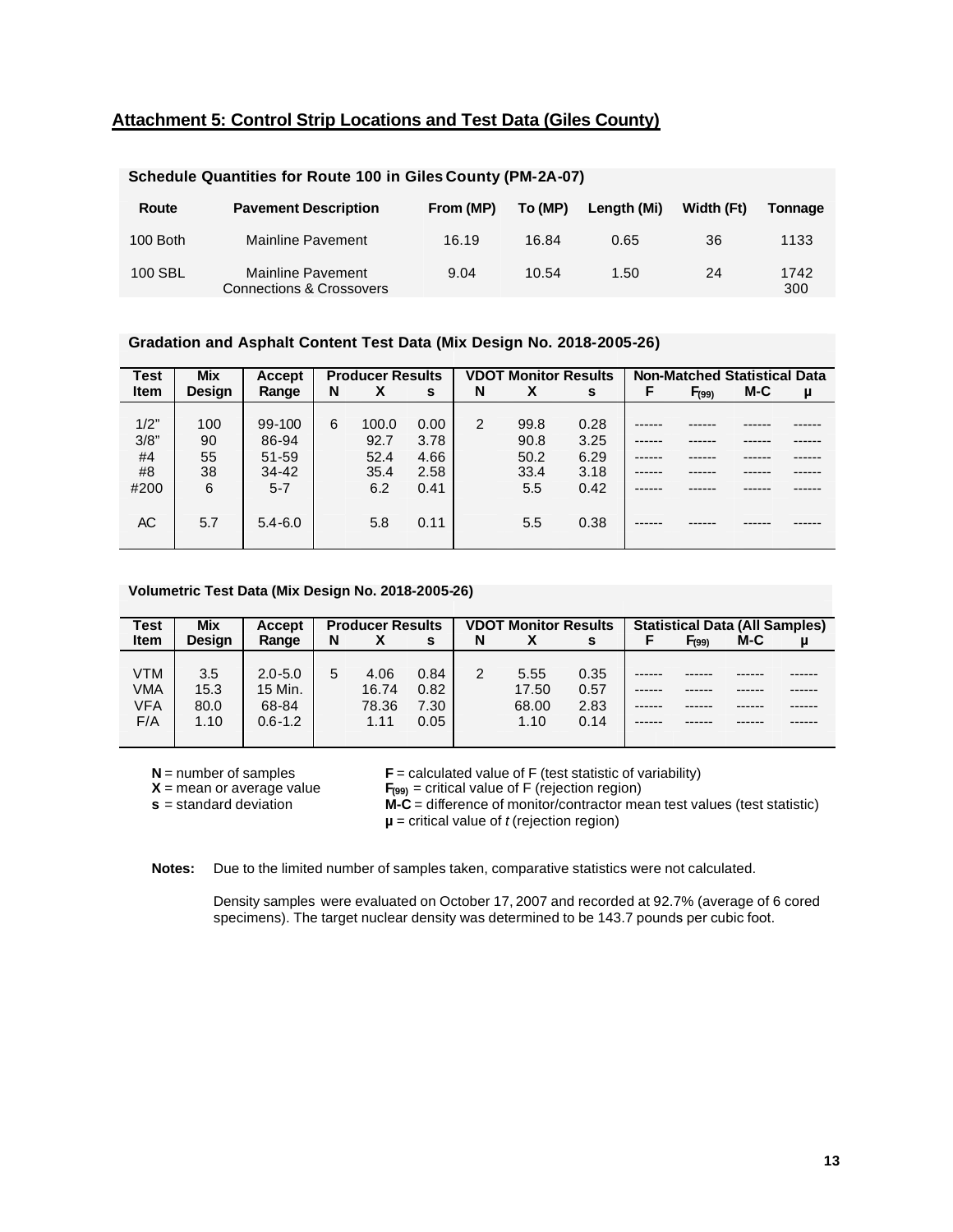## Attachment 5: Control Strip Locations and Test Data (Giles County)

**Schedule Quantities for Route 100 in Giles County (PM-2A-07)**

| Route | Pavement Description | From (MP) | To (MP) | Length (Mi) | Width (Ft) | Tonnage |
|---|---|---|---|---|---|---|
| 100 Both | Mainline Pavement | 16.19 | 16.84 | 0.65 | 36 | 1133 |
| 100 SBL | Mainline Pavement<br>Connections & Crossovers | 9.04 | 10.54 | 1.50 | 24 | 1742<br>300 |

**Gradation and Asphalt Content Test Data (Mix Design No. 2018-2005-26)**

| Test Item | Mix Design | Accept Range | Producer Results | | | VDOT Monitor Results | | | Non-Matched Statistical Data | | | |
|---|---|---|---|---|---|---|---|---|---|---|---|---|
| | | | N | X | s | N | X | s | F | $F_{(99)}$ | M-C | μ |
| 1/2" | 100 | 99-100 | 6 | 100.0 | 0.00 | 2 | 99.8 | 0.28 | ------ | ------ | ------ | ------ |
| 3/8" | 90 | 86-94 | | 92.7 | 3.78 | | 90.8 | 3.25 | ------ | ------ | ------ | ------ |
| #4 | 55 | 51-59 | | 52.4 | 4.66 | | 50.2 | 6.29 | ------ | ------ | ------ | ------ |
| #8 | 38 | 34-42 | | 35.4 | 2.58 | | 33.4 | 3.18 | ------ | ------ | ------ | ------ |
| #200 | 6 | 5-7 | | 6.2 | 0.41 | | 5.5 | 0.42 | ------ | ------ | ------ | ------ |
| AC | 5.7 | 5.4-6.0 | | 5.8 | 0.11 | | 5.5 | 0.38 | ------ | ------ | ------ | ------ |

**Volumetric Test Data (Mix Design No. 2018-2005-26)**

| Test Item | Mix Design | Accept Range | Producer Results | | | VDOT Monitor Results | | | Statistical Data (All Samples) | | | |
|---|---|---|---|---|---|---|---|---|---|---|---|---|
| | | | N | X | s | N | X | s | F | $F_{(99)}$ | M-C | μ |
| VTM | 3.5 | 2.0-5.0 | 5 | 4.06 | 0.84 | 2 | 5.55 | 0.35 | ------ | ------ | ------ | ------ |
| VMA | 15.3 | 15 Min. | | 16.74 | 0.82 | | 17.50 | 0.57 | ------ | ------ | ------ | ------ |
| VFA | 80.0 | 68-84 | | 78.36 | 7.30 | | 68.00 | 2.83 | ------ | ------ | ------ | ------ |
| F/A | 1.10 | 0.6-1.2 | | 1.11 | 0.05 | | 1.10 | 0.14 | ------ | ------ | ------ | ------ |

**N** = number of samples
**X** = mean or average value
**s** = standard deviation

**F** = calculated value of F (test statistic of variability)
$F_{(99)}$ = critical value of F (rejection region)
**M-C** = difference of monitor/contractor mean test values (test statistic)
**μ** = critical value of *t* (rejection region)

**Notes:** Due to the limited number of samples taken, comparative statistics were not calculated.

Density samples were evaluated on October 17, 2007 and recorded at 92.7% (average of 6 cored specimens). The target nuclear density was determined to be 143.7 pounds per cubic foot.